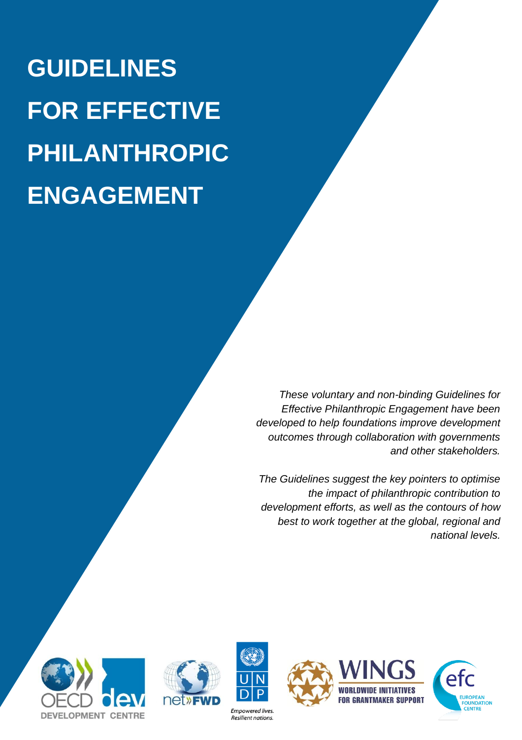# GUIDELINES FOR EFFECTIVE PHILANTHROPIC ENGAGEMENT

*These voluntary and non-binding Guidelines for Effective Philanthropic Engagement have been developed to help foundations improve development outcomes through collaboration with governments and other stakeholders.*

*The Guidelines suggest the key pointers to optimise the impact of philanthropic contribution to development efforts, as well as the contours of how best to work together at the global, regional and national levels.*

OECD dev DEVELOPMENT CENTRE

net»FWD

UNDP *Empowered lives. Resilient nations.*

WINGS WORLDWIDE INITIATIVES FOR GRANTMAKER SUPPORT

efc EUROPEAN FOUNDATION CENTRE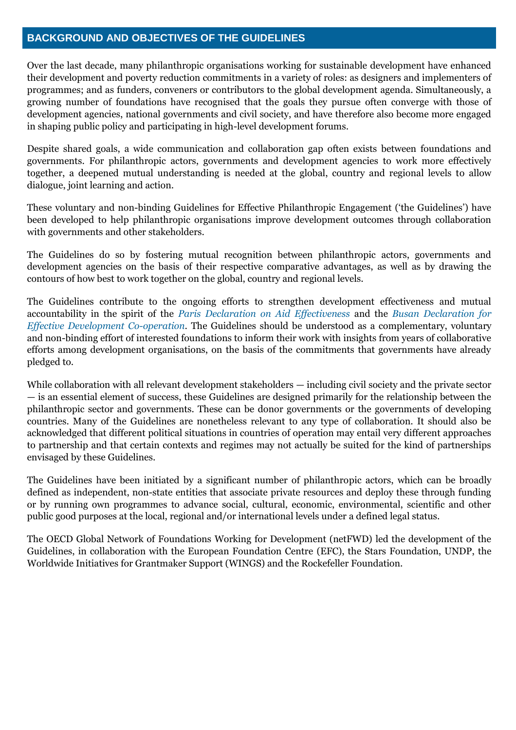## BACKGROUND AND OBJECTIVES OF THE GUIDELINES

Over the last decade, many philanthropic organisations working for sustainable development have enhanced their development and poverty reduction commitments in a variety of roles: as designers and implementers of programmes; and as funders, conveners or contributors to the global development agenda. Simultaneously, a growing number of foundations have recognised that the goals they pursue often converge with those of development agencies, national governments and civil society, and have therefore also become more engaged in shaping public policy and participating in high-level development forums.

Despite shared goals, a wide communication and collaboration gap often exists between foundations and governments. For philanthropic actors, governments and development agencies to work more effectively together, a deepened mutual understanding is needed at the global, country and regional levels to allow dialogue, joint learning and action.

These voluntary and non-binding Guidelines for Effective Philanthropic Engagement ('the Guidelines') have been developed to help philanthropic organisations improve development outcomes through collaboration with governments and other stakeholders.

The Guidelines do so by fostering mutual recognition between philanthropic actors, governments and development agencies on the basis of their respective comparative advantages, as well as by drawing the contours of how best to work together on the global, country and regional levels.

The Guidelines contribute to the ongoing efforts to strengthen development effectiveness and mutual accountability in the spirit of the *Paris Declaration on Aid Effectiveness* and the *Busan Declaration for Effective Development Co-operation*. The Guidelines should be understood as a complementary, voluntary and non-binding effort of interested foundations to inform their work with insights from years of collaborative efforts among development organisations, on the basis of the commitments that governments have already pledged to.

While collaboration with all relevant development stakeholders — including civil society and the private sector — is an essential element of success, these Guidelines are designed primarily for the relationship between the philanthropic sector and governments. These can be donor governments or the governments of developing countries. Many of the Guidelines are nonetheless relevant to any type of collaboration. It should also be acknowledged that different political situations in countries of operation may entail very different approaches to partnership and that certain contexts and regimes may not actually be suited for the kind of partnerships envisaged by these Guidelines.

The Guidelines have been initiated by a significant number of philanthropic actors, which can be broadly defined as independent, non-state entities that associate private resources and deploy these through funding or by running own programmes to advance social, cultural, economic, environmental, scientific and other public good purposes at the local, regional and/or international levels under a defined legal status.

The OECD Global Network of Foundations Working for Development (netFWD) led the development of the Guidelines, in collaboration with the European Foundation Centre (EFC), the Stars Foundation, UNDP, the Worldwide Initiatives for Grantmaker Support (WINGS) and the Rockefeller Foundation.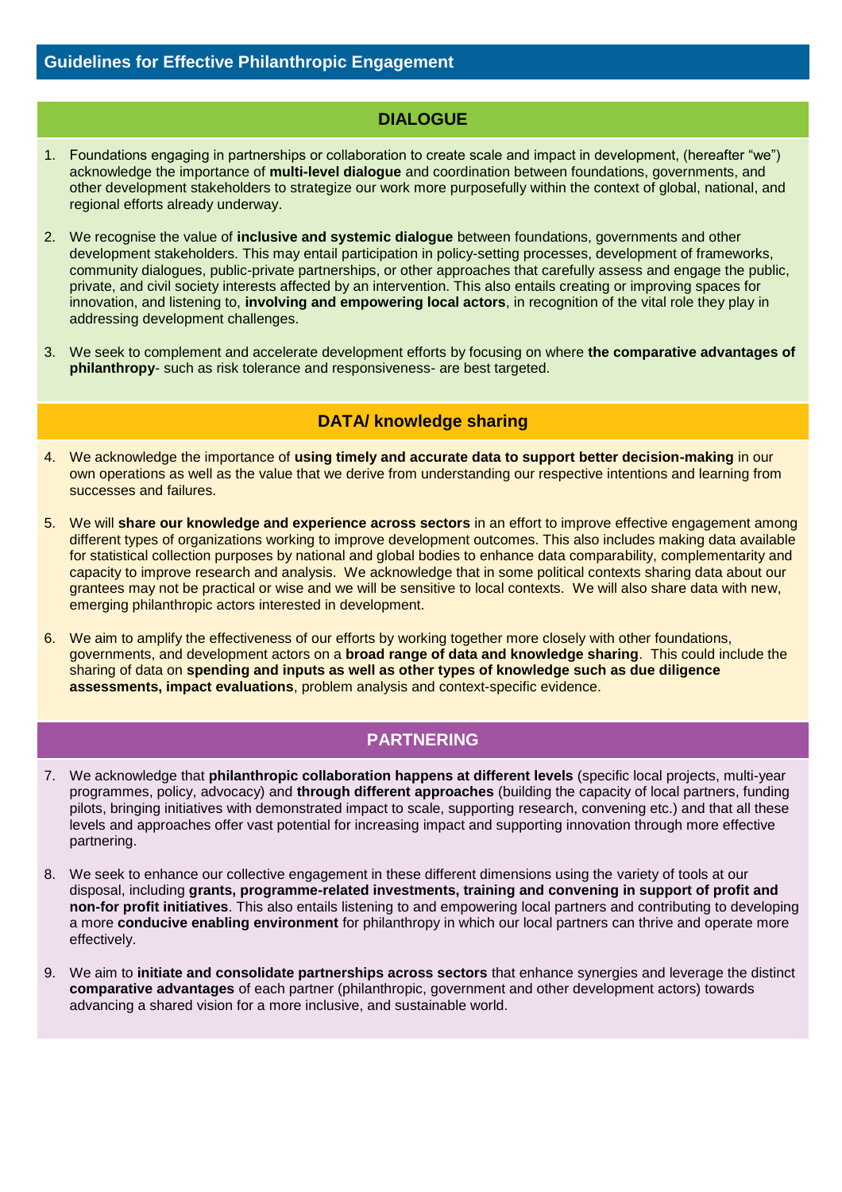## Guidelines for Effective Philanthropic Engagement

### DIALOGUE

1. Foundations engaging in partnerships or collaboration to create scale and impact in development, (hereafter "we") acknowledge the importance of **multi-level dialogue** and coordination between foundations, governments, and other development stakeholders to strategize our work more purposefully within the context of global, national, and regional efforts already underway.

2. We recognise the value of **inclusive and systemic dialogue** between foundations, governments and other development stakeholders. This may entail participation in policy-setting processes, development of frameworks, community dialogues, public-private partnerships, or other approaches that carefully assess and engage the public, private, and civil society interests affected by an intervention. This also entails creating or improving spaces for innovation, and listening to, **involving and empowering local actors**, in recognition of the vital role they play in addressing development challenges.

3. We seek to complement and accelerate development efforts by focusing on where **the comparative advantages of philanthropy**- such as risk tolerance and responsiveness- are best targeted.

### DATA/ knowledge sharing

4. We acknowledge the importance of **using timely and accurate data to support better decision-making** in our own operations as well as the value that we derive from understanding our respective intentions and learning from successes and failures.

5. We will **share our knowledge and experience across sectors** in an effort to improve effective engagement among different types of organizations working to improve development outcomes. This also includes making data available for statistical collection purposes by national and global bodies to enhance data comparability, complementarity and capacity to improve research and analysis. We acknowledge that in some political contexts sharing data about our grantees may not be practical or wise and we will be sensitive to local contexts. We will also share data with new, emerging philanthropic actors interested in development.

6. We aim to amplify the effectiveness of our efforts by working together more closely with other foundations, governments, and development actors on a **broad range of data and knowledge sharing**. This could include the sharing of data on **spending and inputs as well as other types of knowledge such as due diligence assessments, impact evaluations**, problem analysis and context-specific evidence.

### PARTNERING

7. We acknowledge that **philanthropic collaboration happens at different levels** (specific local projects, multi-year programmes, policy, advocacy) and **through different approaches** (building the capacity of local partners, funding pilots, bringing initiatives with demonstrated impact to scale, supporting research, convening etc.) and that all these levels and approaches offer vast potential for increasing impact and supporting innovation through more effective partnering.

8. We seek to enhance our collective engagement in these different dimensions using the variety of tools at our disposal, including **grants, programme-related investments, training and convening in support of profit and non-for profit initiatives**. This also entails listening to and empowering local partners and contributing to developing a more **conducive enabling environment** for philanthropy in which our local partners can thrive and operate more effectively.

9. We aim to **initiate and consolidate partnerships across sectors** that enhance synergies and leverage the distinct **comparative advantages** of each partner (philanthropic, government and other development actors) towards advancing a shared vision for a more inclusive, and sustainable world.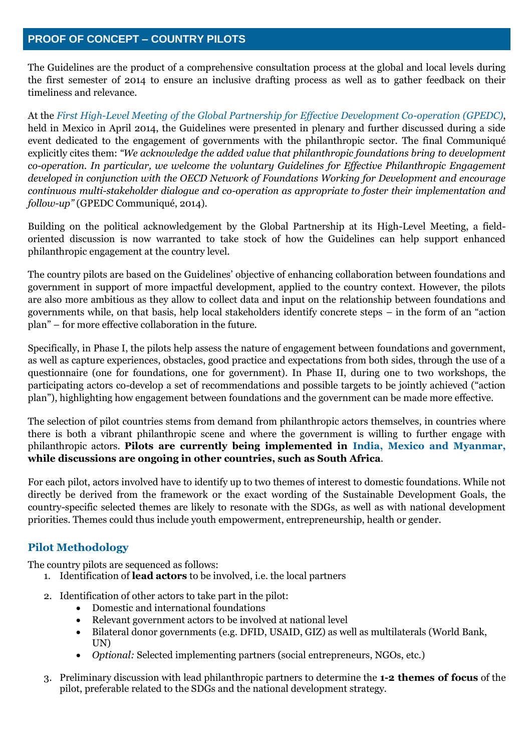## PROOF OF CONCEPT – COUNTRY PILOTS

The Guidelines are the product of a comprehensive consultation process at the global and local levels during the first semester of 2014 to ensure an inclusive drafting process as well as to gather feedback on their timeliness and relevance.

At the *First High-Level Meeting of the Global Partnership for Effective Development Co-operation (GPEDC)*, held in Mexico in April 2014, the Guidelines were presented in plenary and further discussed during a side event dedicated to the engagement of governments with the philanthropic sector. The final Communiqué explicitly cites them: *"We acknowledge the added value that philanthropic foundations bring to development co-operation. In particular, we welcome the voluntary Guidelines for Effective Philanthropic Engagement developed in conjunction with the OECD Network of Foundations Working for Development and encourage continuous multi-stakeholder dialogue and co-operation as appropriate to foster their implementation and follow-up"* (GPEDC Communiqué, 2014).

Building on the political acknowledgement by the Global Partnership at its High-Level Meeting, a field-oriented discussion is now warranted to take stock of how the Guidelines can help support enhanced philanthropic engagement at the country level.

The country pilots are based on the Guidelines' objective of enhancing collaboration between foundations and government in support of more impactful development, applied to the country context. However, the pilots are also more ambitious as they allow to collect data and input on the relationship between foundations and governments while, on that basis, help local stakeholders identify concrete steps – in the form of an "action plan" – for more effective collaboration in the future.

Specifically, in Phase I, the pilots help assess the nature of engagement between foundations and government, as well as capture experiences, obstacles, good practice and expectations from both sides, through the use of a questionnaire (one for foundations, one for government). In Phase II, during one to two workshops, the participating actors co-develop a set of recommendations and possible targets to be jointly achieved ("action plan"), highlighting how engagement between foundations and the government can be made more effective.

The selection of pilot countries stems from demand from philanthropic actors themselves, in countries where there is both a vibrant philanthropic scene and where the government is willing to further engage with philanthropic actors. **Pilots are currently being implemented in India, Mexico and Myanmar, while discussions are ongoing in other countries, such as South Africa**.

For each pilot, actors involved have to identify up to two themes of interest to domestic foundations. While not directly be derived from the framework or the exact wording of the Sustainable Development Goals, the country-specific selected themes are likely to resonate with the SDGs, as well as with national development priorities. Themes could thus include youth empowerment, entrepreneurship, health or gender.

### Pilot Methodology

The country pilots are sequenced as follows:

1. Identification of **lead actors** to be involved, i.e. the local partners
2. Identification of other actors to take part in the pilot:
   - Domestic and international foundations
   - Relevant government actors to be involved at national level
   - Bilateral donor governments (e.g. DFID, USAID, GIZ) as well as multilaterals (World Bank, UN)
   - *Optional:* Selected implementing partners (social entrepreneurs, NGOs, etc.)
3. Preliminary discussion with lead philanthropic partners to determine the **1-2 themes of focus** of the pilot, preferable related to the SDGs and the national development strategy.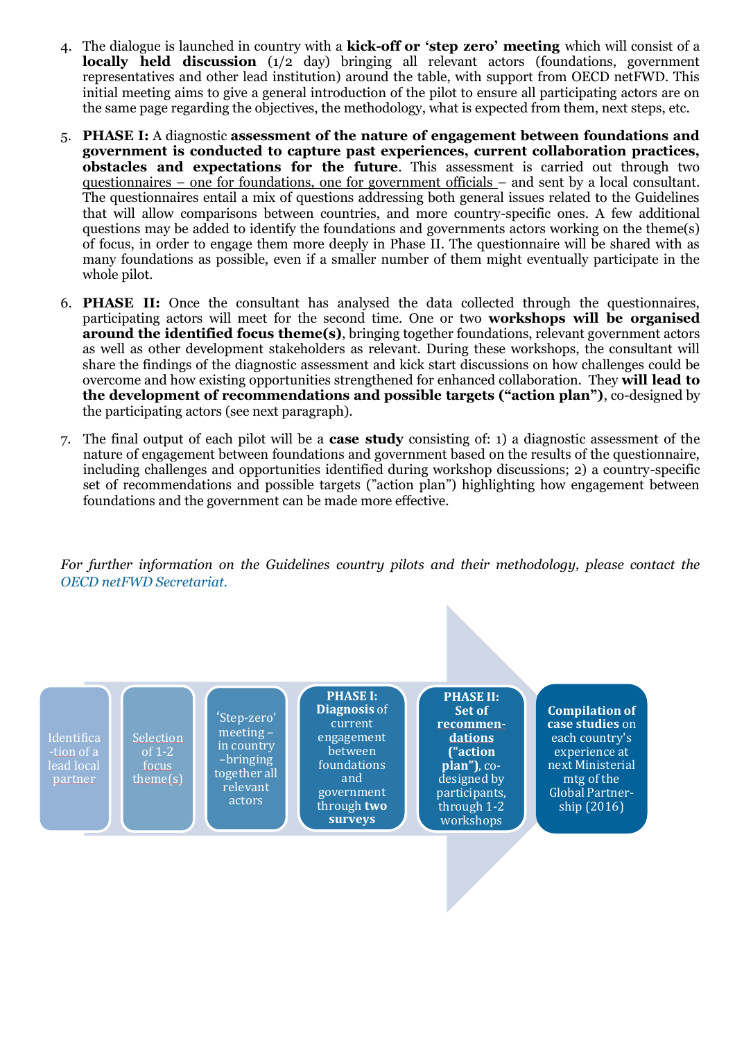4. The dialogue is launched in country with a **kick-off or 'step zero' meeting** which will consist of a **locally held discussion** (1/2 day) bringing all relevant actors (foundations, government representatives and other lead institution) around the table, with support from OECD netFWD. This initial meeting aims to give a general introduction of the pilot to ensure all participating actors are on the same page regarding the objectives, the methodology, what is expected from them, next steps, etc.

5. **PHASE I:** A diagnostic **assessment of the nature of engagement between foundations and government is conducted to capture past experiences, current collaboration practices, obstacles and expectations for the future**. This assessment is carried out through two questionnaires – one for foundations, one for government officials – and sent by a local consultant. The questionnaires entail a mix of questions addressing both general issues related to the Guidelines that will allow comparisons between countries, and more country-specific ones. A few additional questions may be added to identify the foundations and governments actors working on the theme(s) of focus, in order to engage them more deeply in Phase II. The questionnaire will be shared with as many foundations as possible, even if a smaller number of them might eventually participate in the whole pilot.

6. **PHASE II:** Once the consultant has analysed the data collected through the questionnaires, participating actors will meet for the second time. One or two **workshops will be organised around the identified focus theme(s)**, bringing together foundations, relevant government actors as well as other development stakeholders as relevant. During these workshops, the consultant will share the findings of the diagnostic assessment and kick start discussions on how challenges could be overcome and how existing opportunities strengthened for enhanced collaboration. They **will lead to the development of recommendations and possible targets ("action plan")**, co-designed by the participating actors (see next paragraph).

7. The final output of each pilot will be a **case study** consisting of: 1) a diagnostic assessment of the nature of engagement between foundations and government based on the results of the questionnaire, including challenges and opportunities identified during workshop discussions; 2) a country-specific set of recommendations and possible targets ("action plan") highlighting how engagement between foundations and the government can be made more effective.

*For further information on the Guidelines country pilots and their methodology, please contact the OECD netFWD Secretariat.*

Identification of a lead local partner → Selection of 1-2 focus theme(s) → 'Step-zero' meeting – in country –bringing together all relevant actors → **PHASE I: Diagnosis** of current engagement between foundations and government through **two surveys** → **PHASE II: Set of recommendations ("action plan")**, co-designed by participants, through 1-2 workshops → **Compilation of case studies** on each country's experience at next Ministerial mtg of the Global Partnership (2016)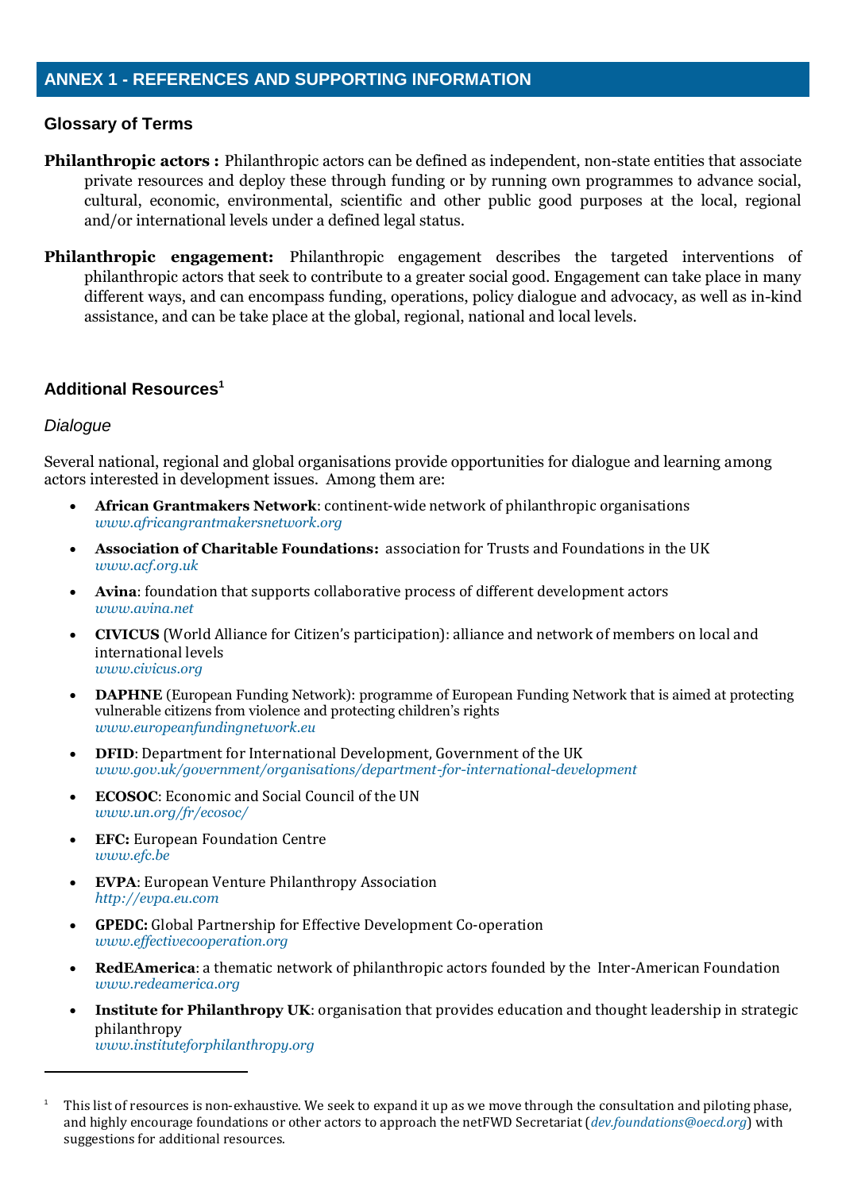## ANNEX 1 - REFERENCES AND SUPPORTING INFORMATION

### Glossary of Terms

**Philanthropic actors :** Philanthropic actors can be defined as independent, non-state entities that associate private resources and deploy these through funding or by running own programmes to advance social, cultural, economic, environmental, scientific and other public good purposes at the local, regional and/or international levels under a defined legal status.

**Philanthropic engagement:** Philanthropic engagement describes the targeted interventions of philanthropic actors that seek to contribute to a greater social good. Engagement can take place in many different ways, and can encompass funding, operations, policy dialogue and advocacy, as well as in-kind assistance, and can be take place at the global, regional, national and local levels.

### Additional Resources[1]

#### *Dialogue*

Several national, regional and global organisations provide opportunities for dialogue and learning among actors interested in development issues. Among them are:

- **African Grantmakers Network**: continent-wide network of philanthropic organisations
  *www.africangrantmakersnetwork.org*
- **Association of Charitable Foundations:** association for Trusts and Foundations in the UK
  *www.acf.org.uk*
- **Avina**: foundation that supports collaborative process of different development actors
  *www.avina.net*
- **CIVICUS** (World Alliance for Citizen's participation): alliance and network of members on local and international levels
  *www.civicus.org*
- **DAPHNE** (European Funding Network): programme of European Funding Network that is aimed at protecting vulnerable citizens from violence and protecting children's rights
  *www.europeanfundingnetwork.eu*
- **DFID**: Department for International Development, Government of the UK
  *www.gov.uk/government/organisations/department-for-international-development*
- **ECOSOC**: Economic and Social Council of the UN
  *www.un.org/fr/ecosoc/*
- **EFC:** European Foundation Centre
  *www.efc.be*
- **EVPA**: European Venture Philanthropy Association
  *http://evpa.eu.com*
- **GPEDC:** Global Partnership for Effective Development Co-operation
  *www.effectivecooperation.org*
- **RedEAmerica**: a thematic network of philanthropic actors founded by the Inter-American Foundation
  *www.redeamerica.org*
- **Institute for Philanthropy UK**: organisation that provides education and thought leadership in strategic philanthropy
  *www.instituteforphilanthropy.org*

---

[1] This list of resources is non-exhaustive. We seek to expand it up as we move through the consultation and piloting phase, and highly encourage foundations or other actors to approach the netFWD Secretariat (*dev.foundations@oecd.org*) with suggestions for additional resources.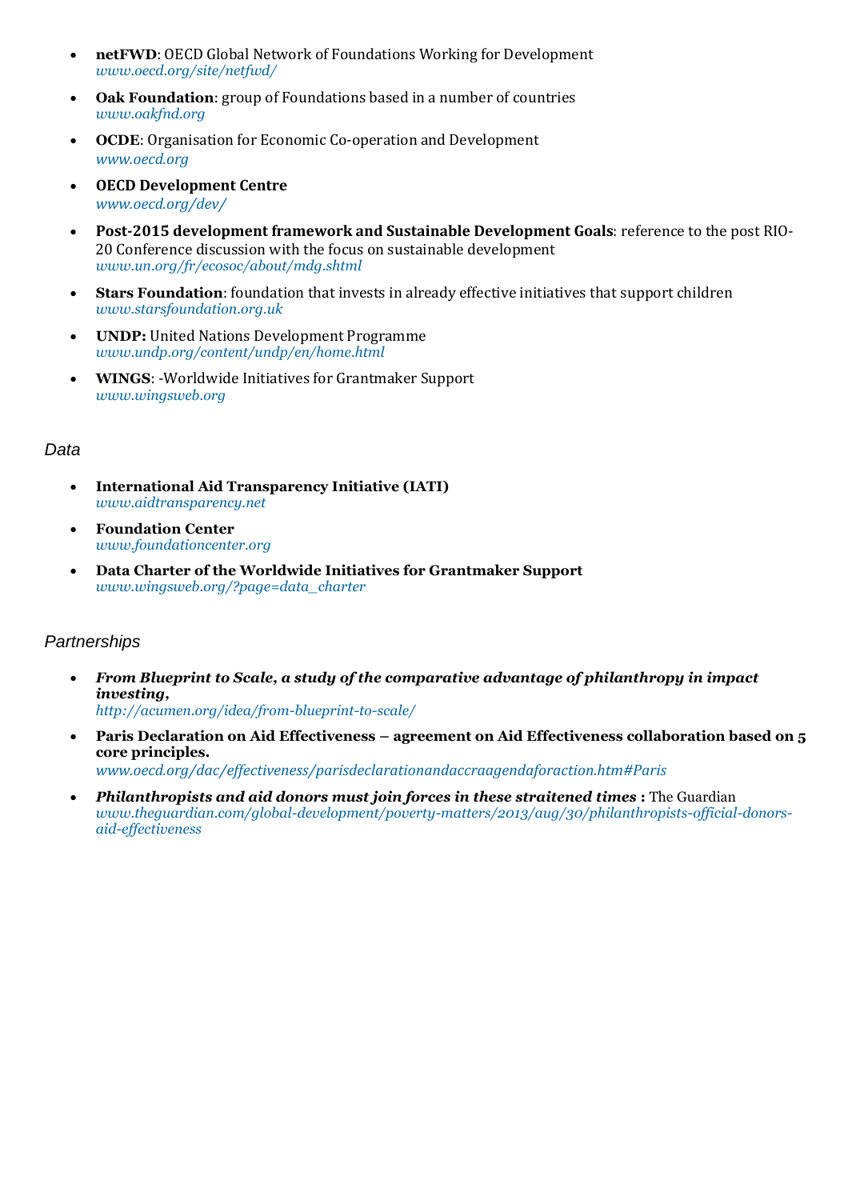- **netFWD**: OECD Global Network of Foundations Working for Development
  *www.oecd.org/site/netfwd/*
- **Oak Foundation**: group of Foundations based in a number of countries
  *www.oakfnd.org*
- **OCDE**: Organisation for Economic Co-operation and Development
  *www.oecd.org*
- **OECD Development Centre**
  *www.oecd.org/dev/*
- **Post-2015 development framework and Sustainable Development Goals**: reference to the post RIO-20 Conference discussion with the focus on sustainable development
  *www.un.org/fr/ecosoc/about/mdg.shtml*
- **Stars Foundation**: foundation that invests in already effective initiatives that support children
  *www.starsfoundation.org.uk*
- **UNDP:** United Nations Development Programme
  *www.undp.org/content/undp/en/home.html*
- **WINGS**: -Worldwide Initiatives for Grantmaker Support
  *www.wingsweb.org*

## *Data*

- **International Aid Transparency Initiative (IATI)**
  *www.aidtransparency.net*
- **Foundation Center**
  *www.foundationcenter.org*
- **Data Charter of the Worldwide Initiatives for Grantmaker Support**
  *www.wingsweb.org/?page=data_charter*

## *Partnerships*

- ***From Blueprint to Scale, a study of the comparative advantage of philanthropy in impact investing,***
  *http://acumen.org/idea/from-blueprint-to-scale/*
- **Paris Declaration on Aid Effectiveness – agreement on Aid Effectiveness collaboration based on 5 core principles.**
  *www.oecd.org/dac/effectiveness/parisdeclarationandaccraagendaforaction.htm#Paris*
- ***Philanthropists and aid donors must join forces in these straitened times* :** The Guardian
  *www.theguardian.com/global-development/poverty-matters/2013/aug/30/philanthropists-official-donors-aid-effectiveness*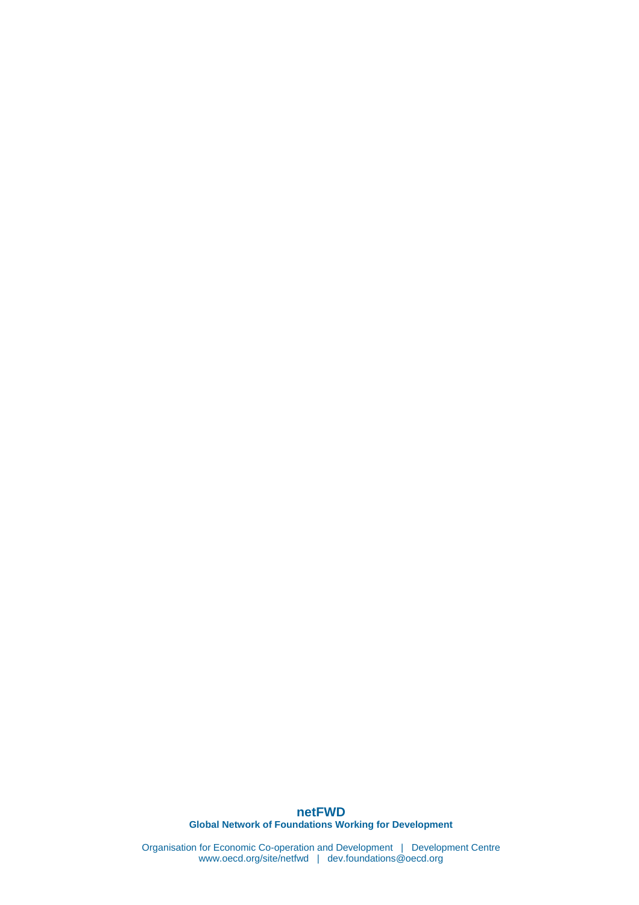**netFWD**

**Global Network of Foundations Working for Development**

Organisation for Economic Co-operation and Development | Development Centre
www.oecd.org/site/netfwd | dev.foundations@oecd.org